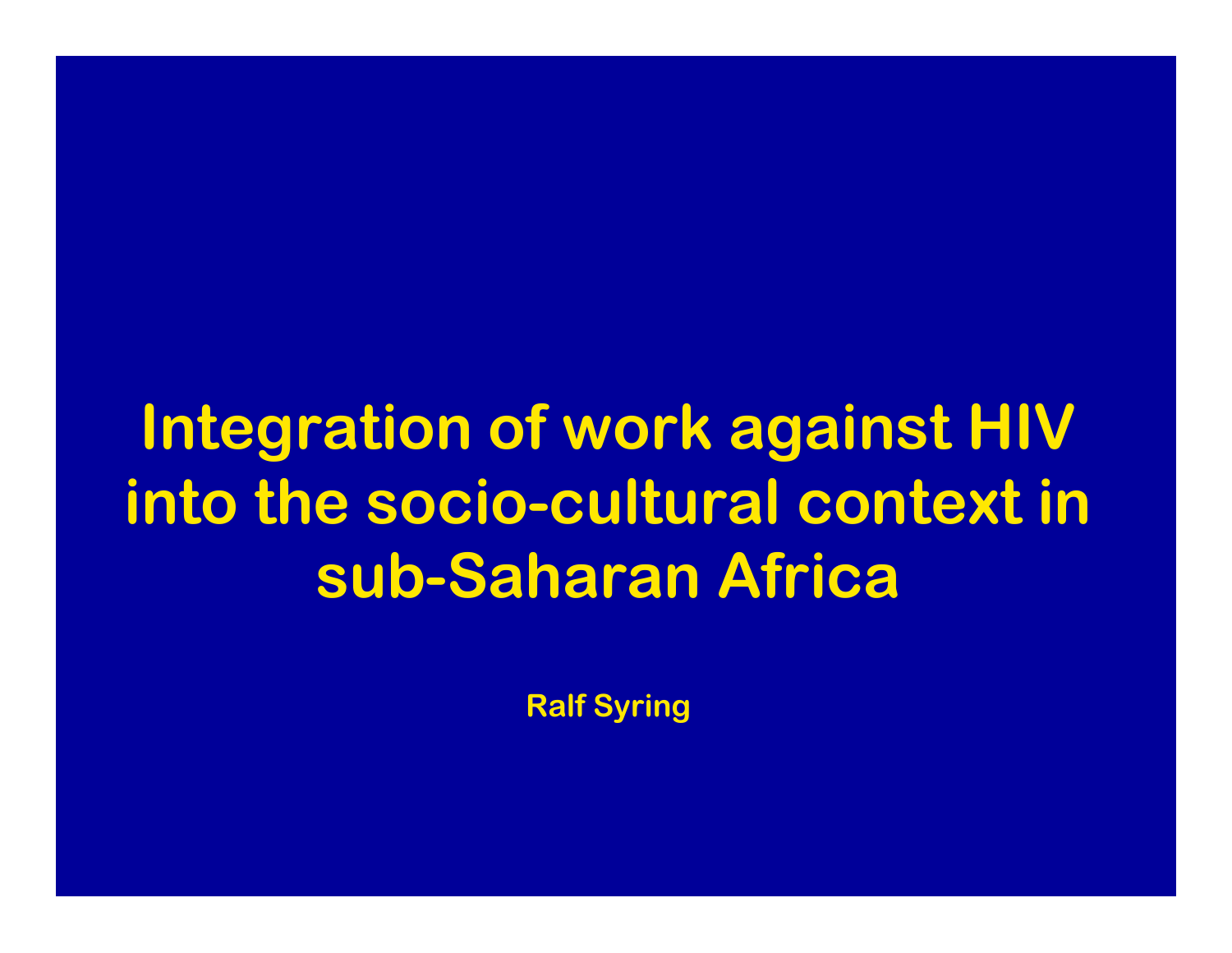# Integration of work against HIV into the socio-cultural context in sub-Saharan Africa

**Ralf Syring**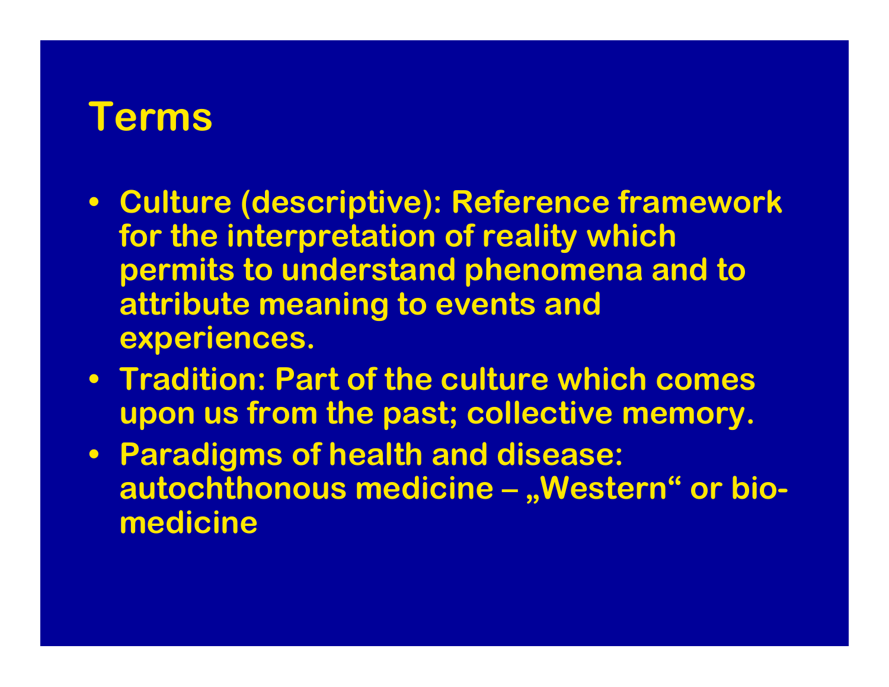# Terms

- Culture (descriptive): Reference framework for the interpretation of reality which permits to understand phenomena and to attribute meaning to events and experiences.
- Tradition: Part of the culture which comes upon us from the past; collective memory.
- Paradigms of health and disease: autochthonous medicine – „Western“ or bio-medicine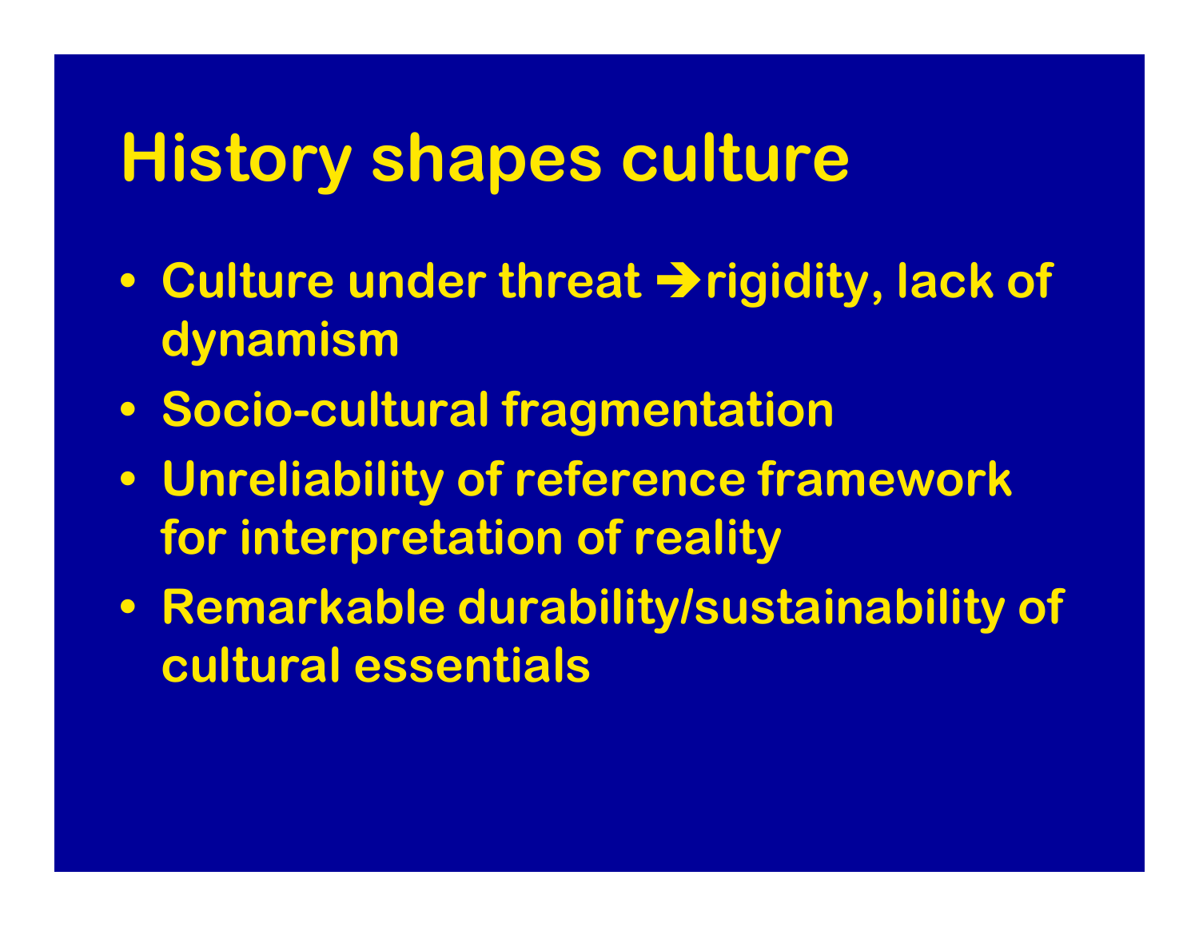# History shapes culture

- Culture under threat → rigidity, lack of dynamism
- Socio-cultural fragmentation
- Unreliability of reference framework for interpretation of reality
- Remarkable durability/sustainability of cultural essentials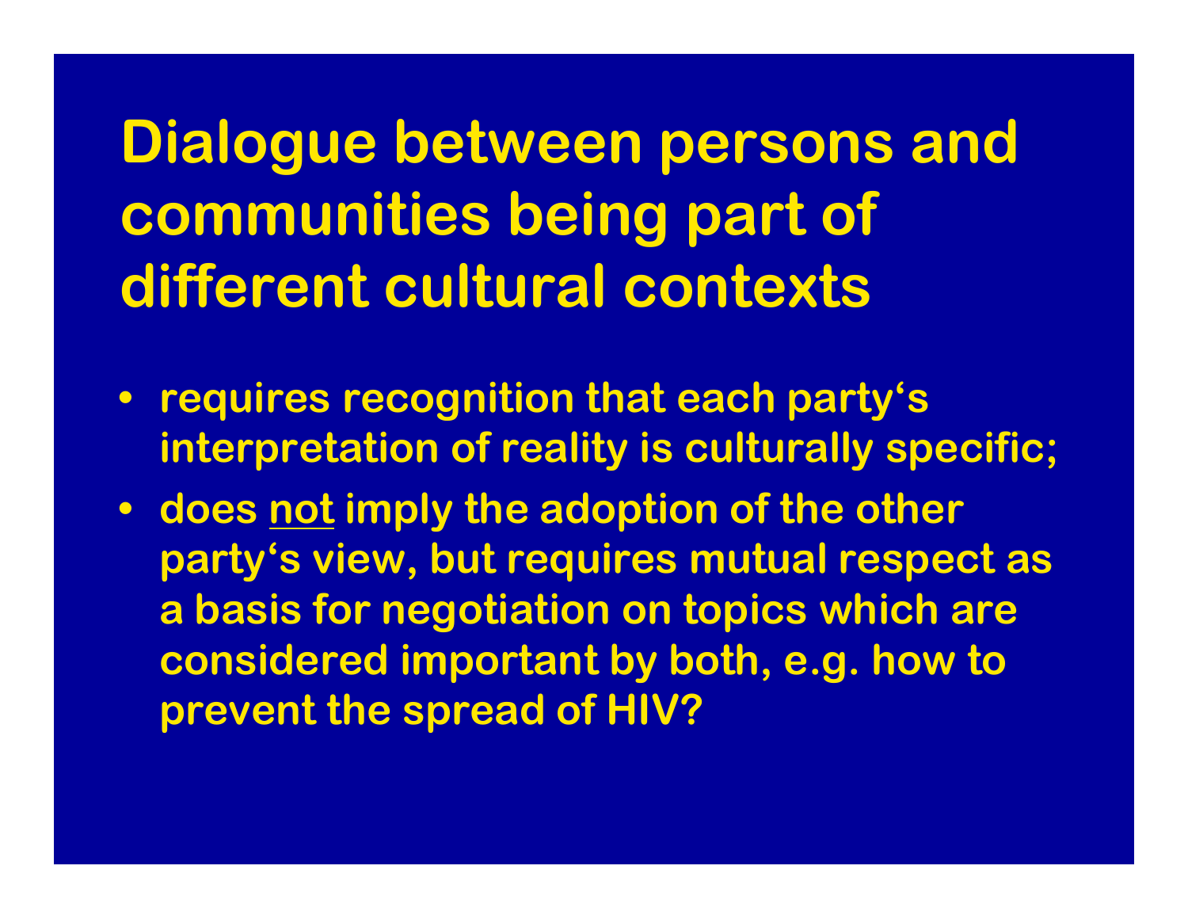# Dialogue between persons and communities being part of different cultural contexts

- requires recognition that each party‘s interpretation of reality is culturally specific;
- does <u>not</u> imply the adoption of the other party‘s view, but requires mutual respect as a basis for negotiation on topics which are considered important by both, e.g. how to prevent the spread of HIV?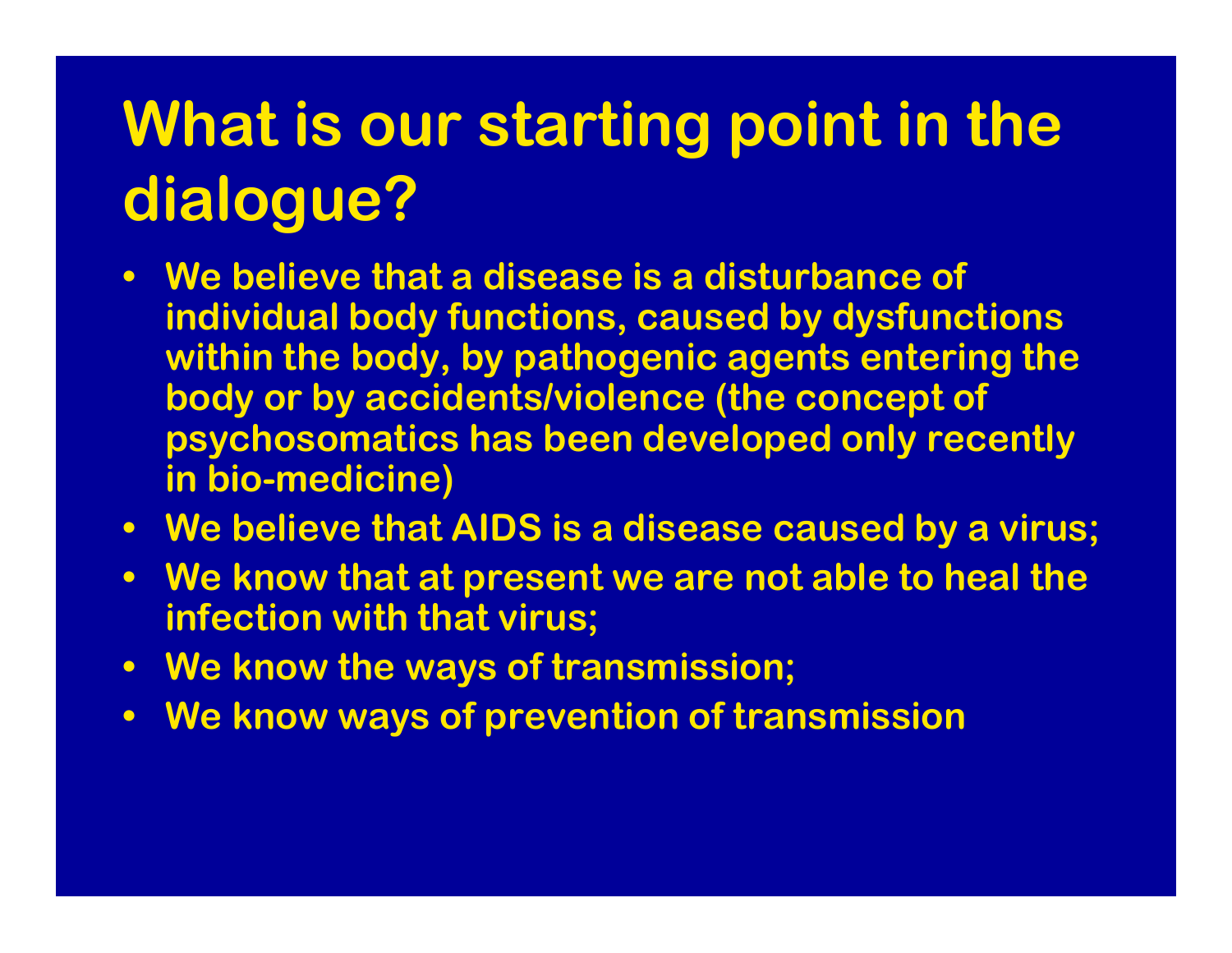# What is our starting point in the dialogue?

- We believe that a disease is a disturbance of individual body functions, caused by dysfunctions within the body, by pathogenic agents entering the body or by accidents/violence (the concept of psychosomatics has been developed only recently in bio-medicine)
- We believe that AIDS is a disease caused by a virus;
- We know that at present we are not able to heal the infection with that virus;
- We know the ways of transmission;
- We know ways of prevention of transmission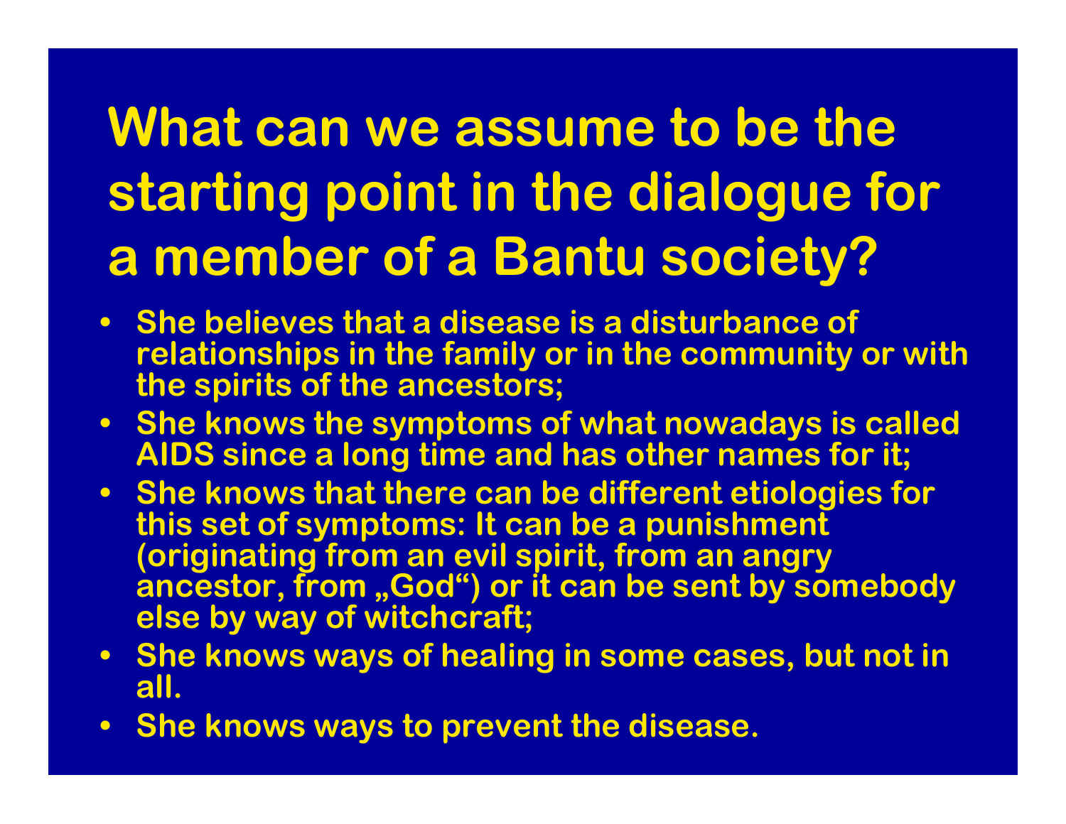# What can we assume to be the starting point in the dialogue for a member of a Bantu society?

- She believes that a disease is a disturbance of relationships in the family or in the community or with the spirits of the ancestors;
- She knows the symptoms of what nowadays is called AIDS since a long time and has other names for it;
- She knows that there can be different etiologies for this set of symptoms: It can be a punishment (originating from an evil spirit, from an angry ancestor, from „God“) or it can be sent by somebody else by way of witchcraft;
- She knows ways of healing in some cases, but not in all.
- She knows ways to prevent the disease.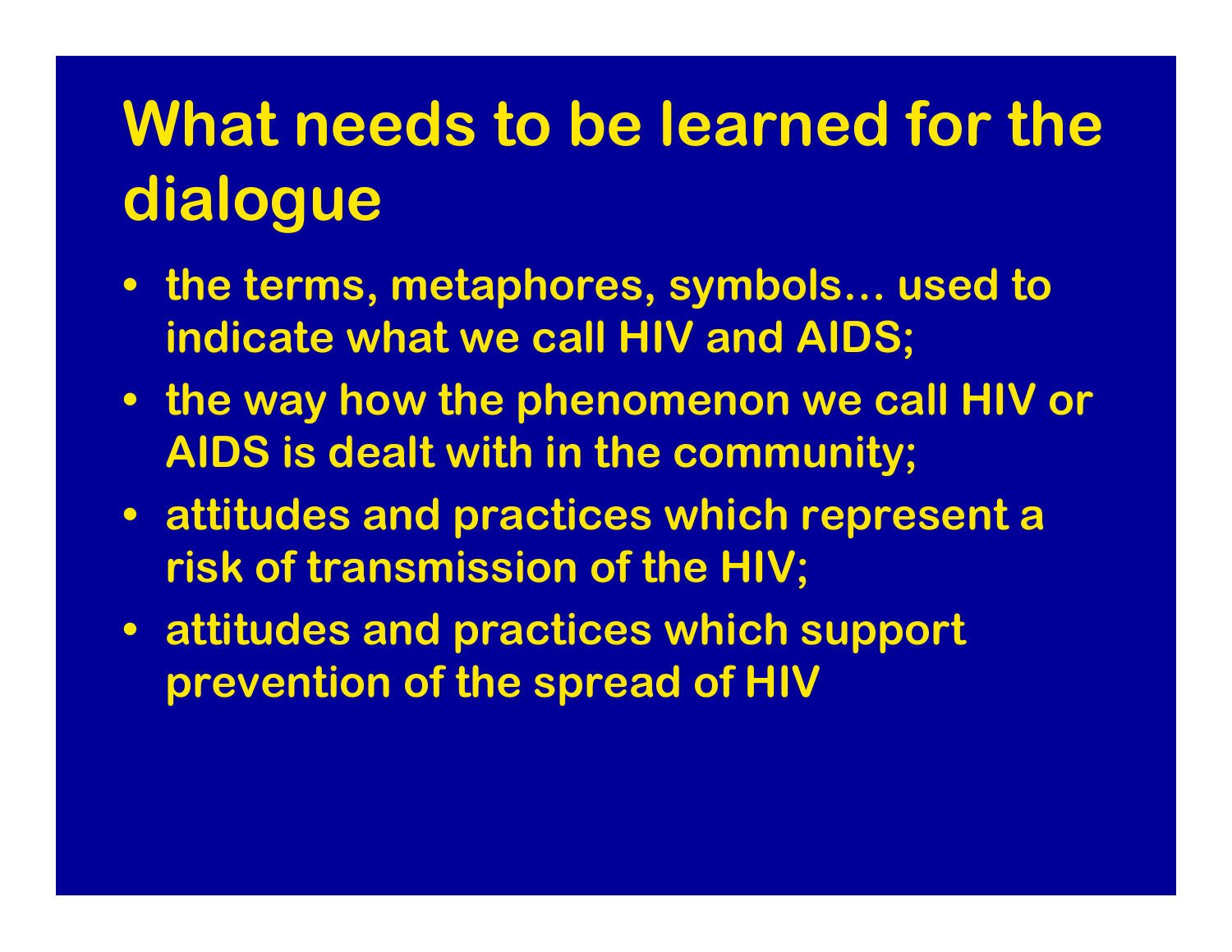# What needs to be learned for the dialogue

- the terms, metaphores, symbols… used to indicate what we call HIV and AIDS;
- the way how the phenomenon we call HIV or AIDS is dealt with in the community;
- attitudes and practices which represent a risk of transmission of the HIV;
- attitudes and practices which support prevention of the spread of HIV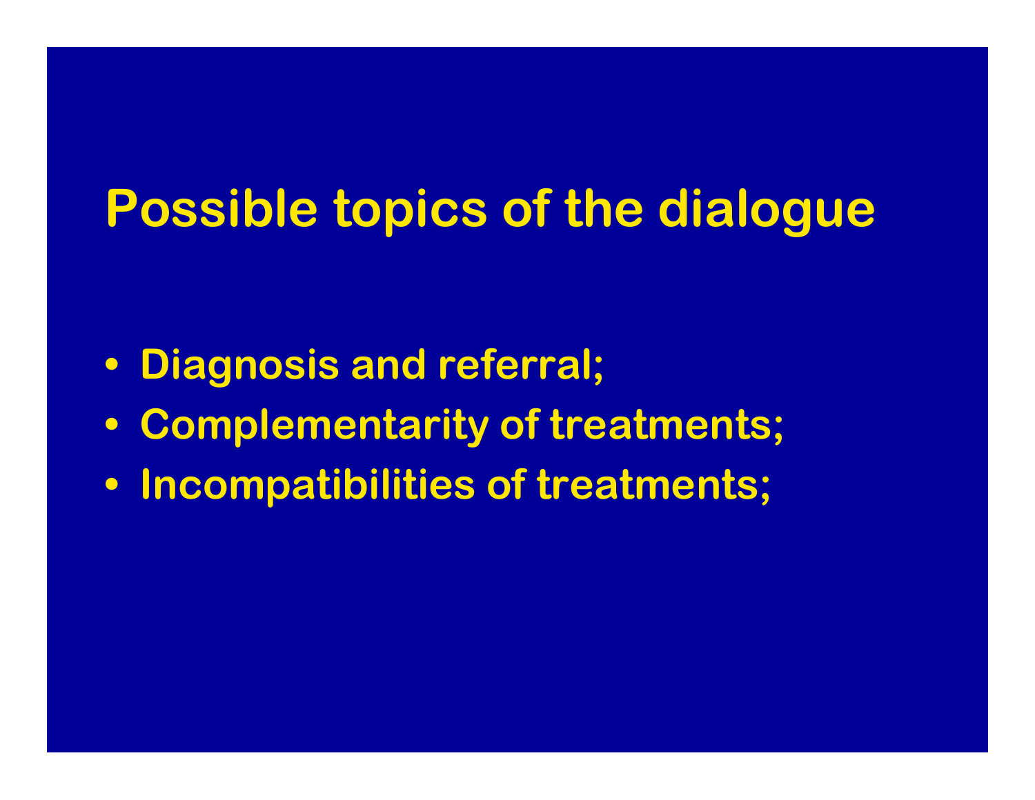# Possible topics of the dialogue

- Diagnosis and referral;
- Complementarity of treatments;
- Incompatibilities of treatments;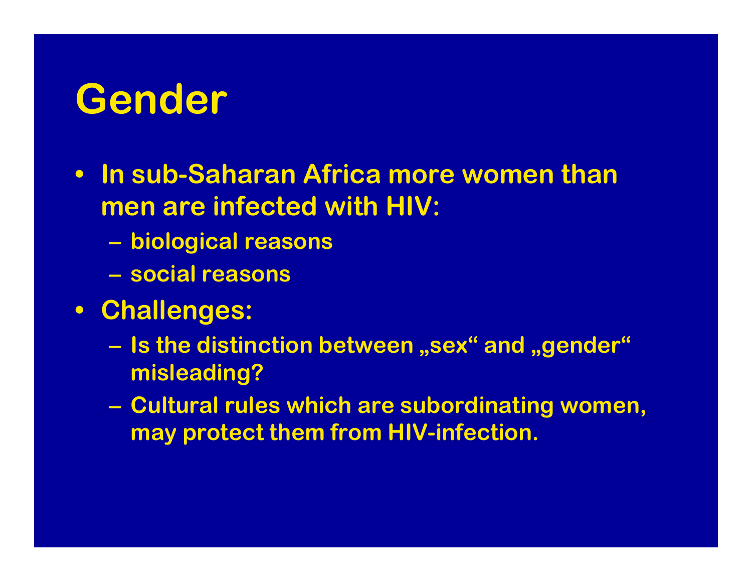# Gender

- In sub-Saharan Africa more women than men are infected with HIV:
  - biological reasons
  - social reasons
- Challenges:
  - Is the distinction between „sex“ and „gender“ misleading?
  - Cultural rules which are subordinating women, may protect them from HIV-infection.